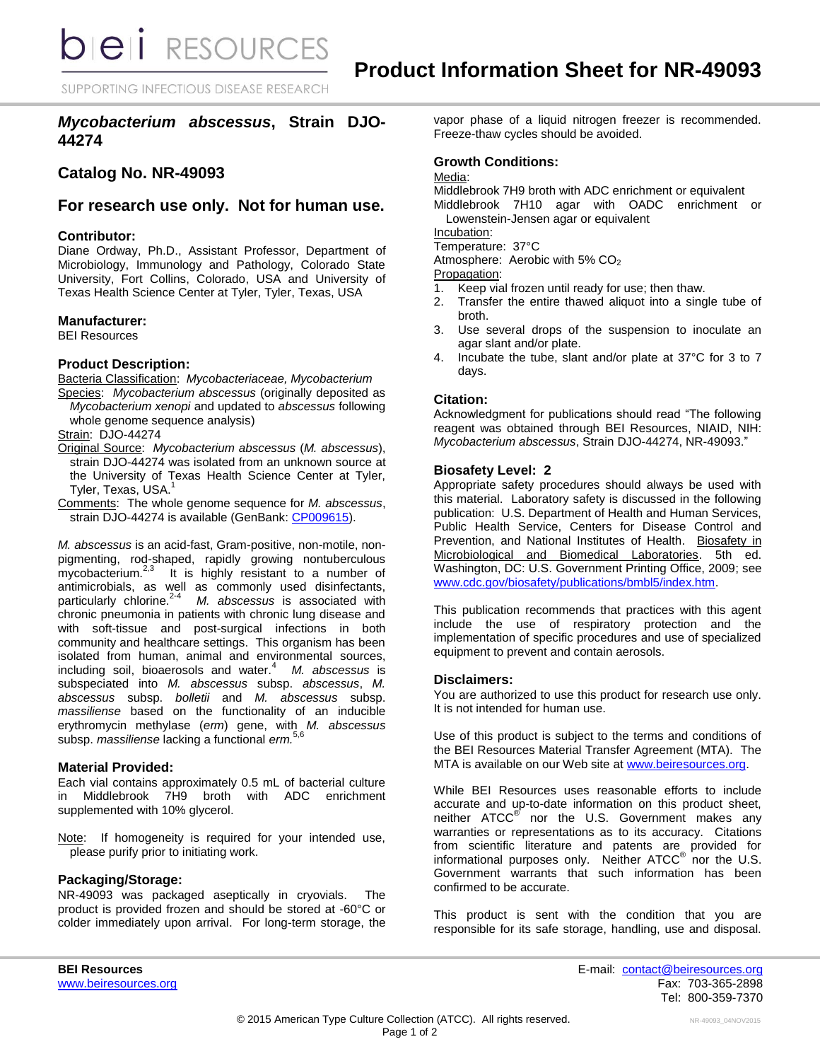# Product Information Sheet for NR-49093

## *Mycobacterium abscessus*, Strain DJO-44274

## Catalog No. NR-49093

## For research use only. Not for human use.

### Contributor:
Diane Ordway, Ph.D., Assistant Professor, Department of Microbiology, Immunology and Pathology, Colorado State University, Fort Collins, Colorado, USA and University of Texas Health Science Center at Tyler, Tyler, Texas, USA

### Manufacturer:
BEI Resources

### Product Description:
Bacteria Classification: *Mycobacteriaceae, Mycobacterium*
Species: *Mycobacterium abscessus* (originally deposited as *Mycobacterium xenopi* and updated to *abscessus* following whole genome sequence analysis)
Strain: DJO-44274
Original Source: *Mycobacterium abscessus* (*M. abscessus*), strain DJO-44274 was isolated from an unknown source at the University of Texas Health Science Center at Tyler, Tyler, Texas, USA.[1]
Comments: The whole genome sequence for *M. abscessus*, strain DJO-44274 is available (GenBank: CP009615).

*M. abscessus* is an acid-fast, Gram-positive, non-motile, non-pigmenting, rod-shaped, rapidly growing nontuberculous mycobacterium.[2,3] It is highly resistant to a number of antimicrobials, as well as commonly used disinfectants, particularly chlorine.[2-4] *M. abscessus* is associated with chronic pneumonia in patients with chronic lung disease and with soft-tissue and post-surgical infections in both community and healthcare settings. This organism has been isolated from human, animal and environmental sources, including soil, bioaerosols and water.[4] *M. abscessus* is subspeciated into *M. abscessus* subsp. *abscessus*, *M. abscessus* subsp. *bolletii* and *M. abscessus* subsp. *massiliense* based on the functionality of an inducible erythromycin methylase (*erm*) gene, with *M. abscessus* subsp. *massiliense* lacking a functional *erm.*[5,6]

### Material Provided:
Each vial contains approximately 0.5 mL of bacterial culture in Middlebrook 7H9 broth with ADC enrichment supplemented with 10% glycerol.

Note: If homogeneity is required for your intended use, please purify prior to initiating work.

### Packaging/Storage:
NR-49093 was packaged aseptically in cryovials. The product is provided frozen and should be stored at -60°C or colder immediately upon arrival. For long-term storage, the vapor phase of a liquid nitrogen freezer is recommended. Freeze-thaw cycles should be avoided.

### Growth Conditions:
Media:
Middlebrook 7H9 broth with ADC enrichment or equivalent
Middlebrook 7H10 agar with OADC enrichment or Lowenstein-Jensen agar or equivalent
Incubation:
Temperature: 37°C
Atmosphere: Aerobic with 5% $CO_2$
Propagation:
1. Keep vial frozen until ready for use; then thaw.
2. Transfer the entire thawed aliquot into a single tube of broth.
3. Use several drops of the suspension to inoculate an agar slant and/or plate.
4. Incubate the tube, slant and/or plate at 37°C for 3 to 7 days.

### Citation:
Acknowledgment for publications should read "The following reagent was obtained through BEI Resources, NIAID, NIH: *Mycobacterium abscessus*, Strain DJO-44274, NR-49093."

### Biosafety Level: 2
Appropriate safety procedures should always be used with this material. Laboratory safety is discussed in the following publication: U.S. Department of Health and Human Services, Public Health Service, Centers for Disease Control and Prevention, and National Institutes of Health. Biosafety in Microbiological and Biomedical Laboratories. 5th ed. Washington, DC: U.S. Government Printing Office, 2009; see www.cdc.gov/biosafety/publications/bmbl5/index.htm.

This publication recommends that practices with this agent include the use of respiratory protection and the implementation of specific procedures and use of specialized equipment to prevent and contain aerosols.

### Disclaimers:
You are authorized to use this product for research use only. It is not intended for human use.

Use of this product is subject to the terms and conditions of the BEI Resources Material Transfer Agreement (MTA). The MTA is available on our Web site at www.beiresources.org.

While BEI Resources uses reasonable efforts to include accurate and up-to-date information on this product sheet, neither ATCC® nor the U.S. Government makes any warranties or representations as to its accuracy. Citations from scientific literature and patents are provided for informational purposes only. Neither ATCC® nor the U.S. Government warrants that such information has been confirmed to be accurate.

This product is sent with the condition that you are responsible for its safe storage, handling, use and disposal.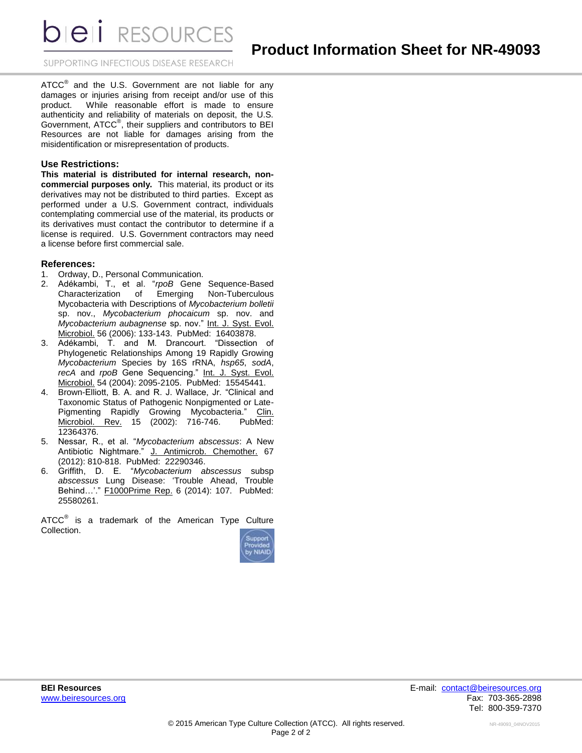ATCC® and the U.S. Government are not liable for any damages or injuries arising from receipt and/or use of this product. While reasonable effort is made to ensure authenticity and reliability of materials on deposit, the U.S. Government, ATCC®, their suppliers and contributors to BEI Resources are not liable for damages arising from the misidentification or misrepresentation of products.

### Use Restrictions:

**This material is distributed for internal research, non-commercial purposes only.** This material, its product or its derivatives may not be distributed to third parties. Except as performed under a U.S. Government contract, individuals contemplating commercial use of the material, its products or its derivatives must contact the contributor to determine if a license is required. U.S. Government contractors may need a license before first commercial sale.

### References:

1. Ordway, D., Personal Communication.
2. Adékambi, T., et al. "*rpoB* Gene Sequence-Based Characterization of Emerging Non-Tuberculous Mycobacteria with Descriptions of *Mycobacterium bolletii* sp. nov., *Mycobacterium phocaicum* sp. nov. and *Mycobacterium aubagnense* sp. nov." Int. J. Syst. Evol. Microbiol. 56 (2006): 133-143. PubMed: 16403878.
3. Adékambi, T. and M. Drancourt. "Dissection of Phylogenetic Relationships Among 19 Rapidly Growing *Mycobacterium* Species by 16S rRNA, *hsp65*, *sodA*, *recA* and *rpoB* Gene Sequencing." Int. J. Syst. Evol. Microbiol. 54 (2004): 2095-2105. PubMed: 15545441.
4. Brown-Elliott, B. A. and R. J. Wallace, Jr. "Clinical and Taxonomic Status of Pathogenic Nonpigmented or Late-Pigmenting Rapidly Growing Mycobacteria." Clin. Microbiol. Rev. 15 (2002): 716-746. PubMed: 12364376.
5. Nessar, R., et al. "*Mycobacterium abscessus*: A New Antibiotic Nightmare." J. Antimicrob. Chemother. 67 (2012): 810-818. PubMed: 22290346.
6. Griffith, D. E. "*Mycobacterium abscessus* subsp *abscessus* Lung Disease: 'Trouble Ahead, Trouble Behind…'." F1000Prime Rep. 6 (2014): 107. PubMed: 25580261.

ATCC® is a trademark of the American Type Culture Collection.

Support Provided by NIAID

**BEI Resources**
www.beiresources.org

E-mail: contact@beiresources.org
Fax: 703-365-2898
Tel: 800-359-7370

© 2015 American Type Culture Collection (ATCC). All rights reserved.

NR-49093_04NOV2015